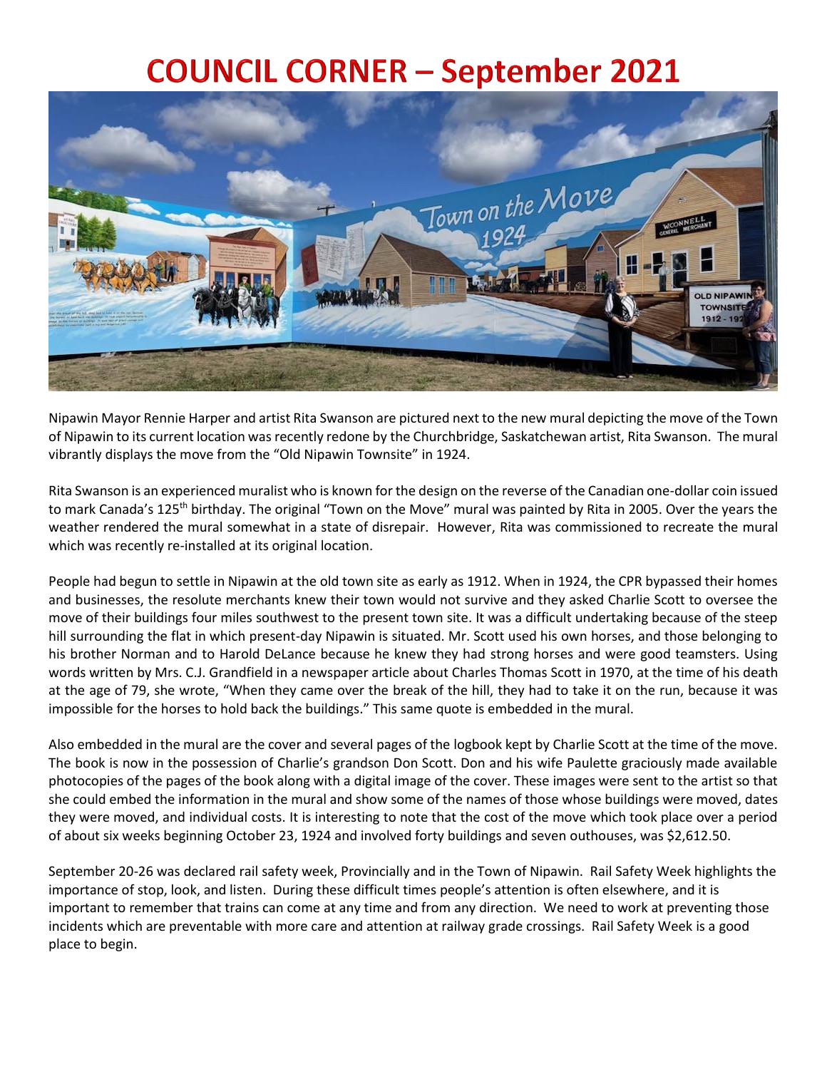# COUNCIL CORNER – September 2021

Nipawin Mayor Rennie Harper and artist Rita Swanson are pictured next to the new mural depicting the move of the Town of Nipawin to its current location was recently redone by the Churchbridge, Saskatchewan artist, Rita Swanson. The mural vibrantly displays the move from the "Old Nipawin Townsite" in 1924.

Rita Swanson is an experienced muralist who is known for the design on the reverse of the Canadian one-dollar coin issued to mark Canada's 125th birthday. The original "Town on the Move" mural was painted by Rita in 2005. Over the years the weather rendered the mural somewhat in a state of disrepair. However, Rita was commissioned to recreate the mural which was recently re-installed at its original location.

People had begun to settle in Nipawin at the old town site as early as 1912. When in 1924, the CPR bypassed their homes and businesses, the resolute merchants knew their town would not survive and they asked Charlie Scott to oversee the move of their buildings four miles southwest to the present town site. It was a difficult undertaking because of the steep hill surrounding the flat in which present-day Nipawin is situated. Mr. Scott used his own horses, and those belonging to his brother Norman and to Harold DeLance because he knew they had strong horses and were good teamsters. Using words written by Mrs. C.J. Grandfield in a newspaper article about Charles Thomas Scott in 1970, at the time of his death at the age of 79, she wrote, "When they came over the break of the hill, they had to take it on the run, because it was impossible for the horses to hold back the buildings." This same quote is embedded in the mural.

Also embedded in the mural are the cover and several pages of the logbook kept by Charlie Scott at the time of the move. The book is now in the possession of Charlie's grandson Don Scott. Don and his wife Paulette graciously made available photocopies of the pages of the book along with a digital image of the cover. These images were sent to the artist so that she could embed the information in the mural and show some of the names of those whose buildings were moved, dates they were moved, and individual costs. It is interesting to note that the cost of the move which took place over a period of about six weeks beginning October 23, 1924 and involved forty buildings and seven outhouses, was $2,612.50.

September 20-26 was declared rail safety week, Provincially and in the Town of Nipawin. Rail Safety Week highlights the importance of stop, look, and listen. During these difficult times people's attention is often elsewhere, and it is important to remember that trains can come at any time and from any direction. We need to work at preventing those incidents which are preventable with more care and attention at railway grade crossings. Rail Safety Week is a good place to begin.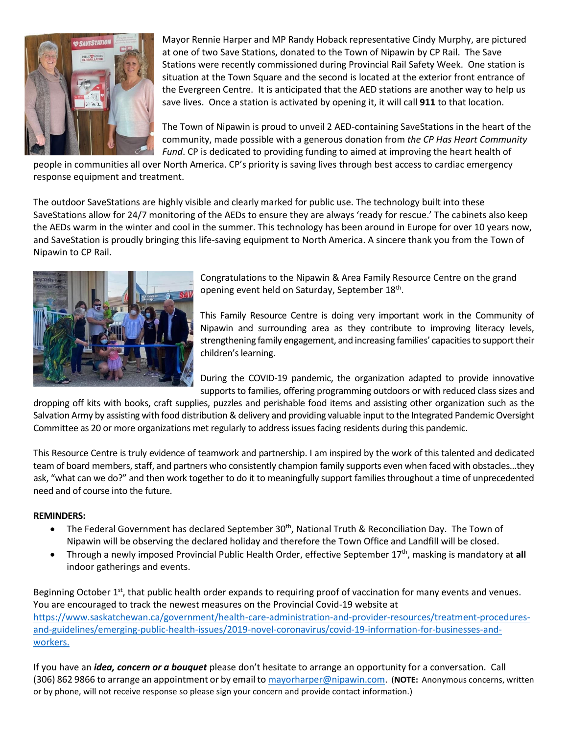Mayor Rennie Harper and MP Randy Hoback representative Cindy Murphy, are pictured at one of two Save Stations, donated to the Town of Nipawin by CP Rail. The Save Stations were recently commissioned during Provincial Rail Safety Week. One station is situation at the Town Square and the second is located at the exterior front entrance of the Evergreen Centre. It is anticipated that the AED stations are another way to help us save lives. Once a station is activated by opening it, it will call **911** to that location.

The Town of Nipawin is proud to unveil 2 AED-containing SaveStations in the heart of the community, made possible with a generous donation from *the CP Has Heart Community Fund*. CP is dedicated to providing funding to aimed at improving the heart health of people in communities all over North America. CP's priority is saving lives through best access to cardiac emergency response equipment and treatment.

The outdoor SaveStations are highly visible and clearly marked for public use. The technology built into these SaveStations allow for 24/7 monitoring of the AEDs to ensure they are always 'ready for rescue.' The cabinets also keep the AEDs warm in the winter and cool in the summer. This technology has been around in Europe for over 10 years now, and SaveStation is proudly bringing this life-saving equipment to North America. A sincere thank you from the Town of Nipawin to CP Rail.

Congratulations to the Nipawin & Area Family Resource Centre on the grand opening event held on Saturday, September 18th.

This Family Resource Centre is doing very important work in the Community of Nipawin and surrounding area as they contribute to improving literacy levels, strengthening family engagement, and increasing families' capacities to support their children's learning.

During the COVID-19 pandemic, the organization adapted to provide innovative supports to families, offering programming outdoors or with reduced class sizes and dropping off kits with books, craft supplies, puzzles and perishable food items and assisting other organization such as the Salvation Army by assisting with food distribution & delivery and providing valuable input to the Integrated Pandemic Oversight Committee as 20 or more organizations met regularly to address issues facing residents during this pandemic.

This Resource Centre is truly evidence of teamwork and partnership. I am inspired by the work of this talented and dedicated team of board members, staff, and partners who consistently champion family supports even when faced with obstacles…they ask, "what can we do?" and then work together to do it to meaningfully support families throughout a time of unprecedented need and of course into the future.

**REMINDERS:**

- The Federal Government has declared September 30th, National Truth & Reconciliation Day. The Town of Nipawin will be observing the declared holiday and therefore the Town Office and Landfill will be closed.
- Through a newly imposed Provincial Public Health Order, effective September 17th, masking is mandatory at **all** indoor gatherings and events.

Beginning October 1st, that public health order expands to requiring proof of vaccination for many events and venues. You are encouraged to track the newest measures on the Provincial Covid-19 website at https://www.saskatchewan.ca/government/health-care-administration-and-provider-resources/treatment-procedures-and-guidelines/emerging-public-health-issues/2019-novel-coronavirus/covid-19-information-for-businesses-and-workers.

If you have an ***idea, concern or a bouquet*** please don't hesitate to arrange an opportunity for a conversation. Call (306) 862 9866 to arrange an appointment or by email to mayorharper@nipawin.com. (**NOTE:** Anonymous concerns, written or by phone, will not receive response so please sign your concern and provide contact information.)